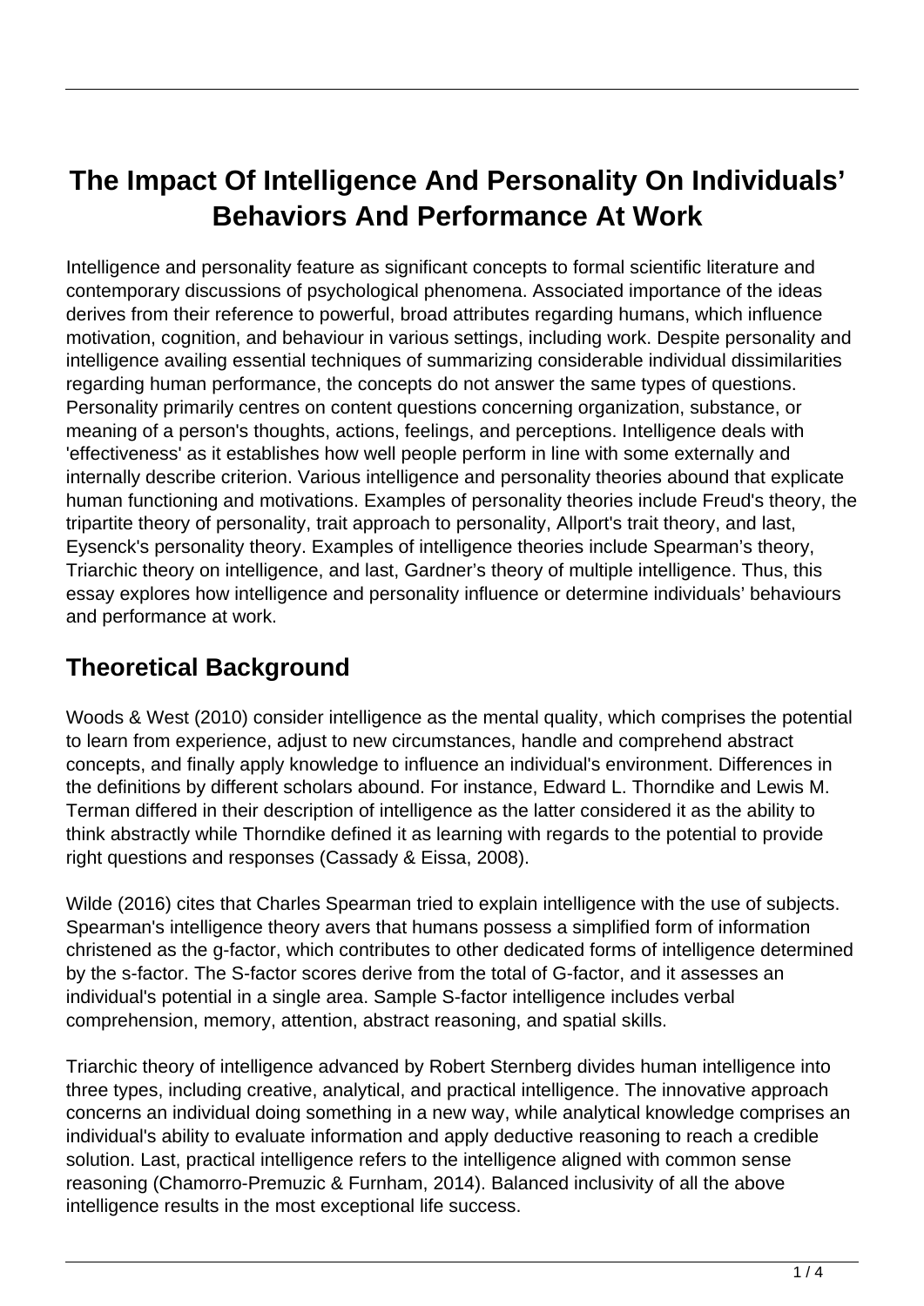# The Impact Of Intelligence And Personality On Individuals' Behaviors And Performance At Work

Intelligence and personality feature as significant concepts to formal scientific literature and contemporary discussions of psychological phenomena. Associated importance of the ideas derives from their reference to powerful, broad attributes regarding humans, which influence motivation, cognition, and behaviour in various settings, including work. Despite personality and intelligence availing essential techniques of summarizing considerable individual dissimilarities regarding human performance, the concepts do not answer the same types of questions. Personality primarily centres on content questions concerning organization, substance, or meaning of a person's thoughts, actions, feelings, and perceptions. Intelligence deals with 'effectiveness' as it establishes how well people perform in line with some externally and internally describe criterion. Various intelligence and personality theories abound that explicate human functioning and motivations. Examples of personality theories include Freud's theory, the tripartite theory of personality, trait approach to personality, Allport's trait theory, and last, Eysenck's personality theory. Examples of intelligence theories include Spearman's theory, Triarchic theory on intelligence, and last, Gardner's theory of multiple intelligence. Thus, this essay explores how intelligence and personality influence or determine individuals' behaviours and performance at work.

## Theoretical Background

Woods & West (2010) consider intelligence as the mental quality, which comprises the potential to learn from experience, adjust to new circumstances, handle and comprehend abstract concepts, and finally apply knowledge to influence an individual's environment. Differences in the definitions by different scholars abound. For instance, Edward L. Thorndike and Lewis M. Terman differed in their description of intelligence as the latter considered it as the ability to think abstractly while Thorndike defined it as learning with regards to the potential to provide right questions and responses (Cassady & Eissa, 2008).

Wilde (2016) cites that Charles Spearman tried to explain intelligence with the use of subjects. Spearman's intelligence theory avers that humans possess a simplified form of information christened as the g-factor, which contributes to other dedicated forms of intelligence determined by the s-factor. The S-factor scores derive from the total of G-factor, and it assesses an individual's potential in a single area. Sample S-factor intelligence includes verbal comprehension, memory, attention, abstract reasoning, and spatial skills.

Triarchic theory of intelligence advanced by Robert Sternberg divides human intelligence into three types, including creative, analytical, and practical intelligence. The innovative approach concerns an individual doing something in a new way, while analytical knowledge comprises an individual's ability to evaluate information and apply deductive reasoning to reach a credible solution. Last, practical intelligence refers to the intelligence aligned with common sense reasoning (Chamorro-Premuzic & Furnham, 2014). Balanced inclusivity of all the above intelligence results in the most exceptional life success.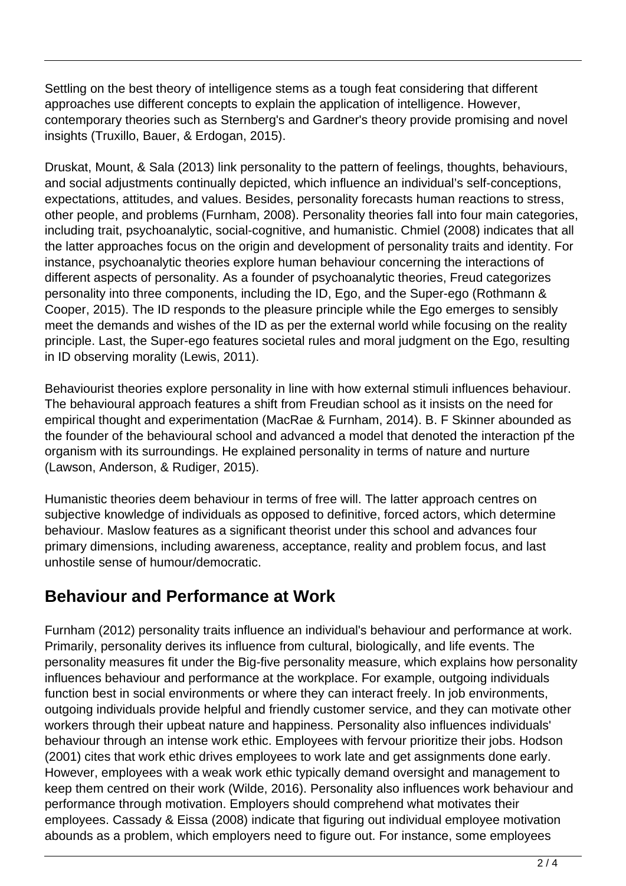Settling on the best theory of intelligence stems as a tough feat considering that different approaches use different concepts to explain the application of intelligence. However, contemporary theories such as Sternberg's and Gardner's theory provide promising and novel insights (Truxillo, Bauer, & Erdogan, 2015).

Druskat, Mount, & Sala (2013) link personality to the pattern of feelings, thoughts, behaviours, and social adjustments continually depicted, which influence an individual's self-conceptions, expectations, attitudes, and values. Besides, personality forecasts human reactions to stress, other people, and problems (Furnham, 2008). Personality theories fall into four main categories, including trait, psychoanalytic, social-cognitive, and humanistic. Chmiel (2008) indicates that all the latter approaches focus on the origin and development of personality traits and identity. For instance, psychoanalytic theories explore human behaviour concerning the interactions of different aspects of personality. As a founder of psychoanalytic theories, Freud categorizes personality into three components, including the ID, Ego, and the Super-ego (Rothmann & Cooper, 2015). The ID responds to the pleasure principle while the Ego emerges to sensibly meet the demands and wishes of the ID as per the external world while focusing on the reality principle. Last, the Super-ego features societal rules and moral judgment on the Ego, resulting in ID observing morality (Lewis, 2011).

Behaviourist theories explore personality in line with how external stimuli influences behaviour. The behavioural approach features a shift from Freudian school as it insists on the need for empirical thought and experimentation (MacRae & Furnham, 2014). B. F Skinner abounded as the founder of the behavioural school and advanced a model that denoted the interaction pf the organism with its surroundings. He explained personality in terms of nature and nurture (Lawson, Anderson, & Rudiger, 2015).

Humanistic theories deem behaviour in terms of free will. The latter approach centres on subjective knowledge of individuals as opposed to definitive, forced actors, which determine behaviour. Maslow features as a significant theorist under this school and advances four primary dimensions, including awareness, acceptance, reality and problem focus, and last unhostile sense of humour/democratic.

## Behaviour and Performance at Work

Furnham (2012) personality traits influence an individual's behaviour and performance at work. Primarily, personality derives its influence from cultural, biologically, and life events. The personality measures fit under the Big-five personality measure, which explains how personality influences behaviour and performance at the workplace. For example, outgoing individuals function best in social environments or where they can interact freely. In job environments, outgoing individuals provide helpful and friendly customer service, and they can motivate other workers through their upbeat nature and happiness. Personality also influences individuals' behaviour through an intense work ethic. Employees with fervour prioritize their jobs. Hodson (2001) cites that work ethic drives employees to work late and get assignments done early. However, employees with a weak work ethic typically demand oversight and management to keep them centred on their work (Wilde, 2016). Personality also influences work behaviour and performance through motivation. Employers should comprehend what motivates their employees. Cassady & Eissa (2008) indicate that figuring out individual employee motivation abounds as a problem, which employers need to figure out. For instance, some employees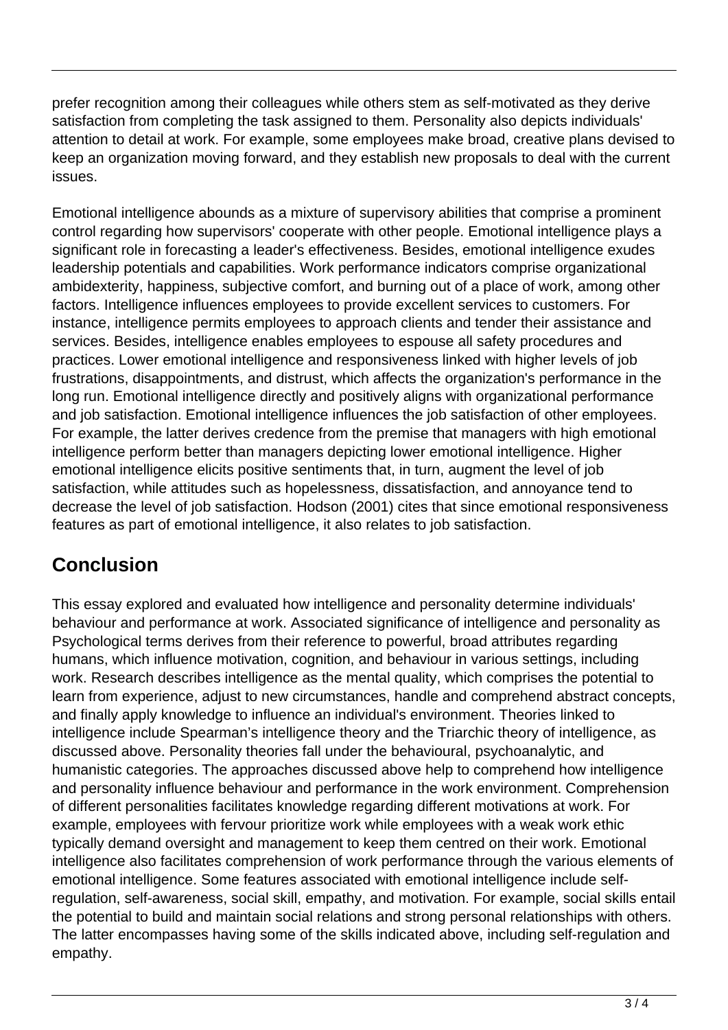prefer recognition among their colleagues while others stem as self-motivated as they derive satisfaction from completing the task assigned to them. Personality also depicts individuals' attention to detail at work. For example, some employees make broad, creative plans devised to keep an organization moving forward, and they establish new proposals to deal with the current issues.

Emotional intelligence abounds as a mixture of supervisory abilities that comprise a prominent control regarding how supervisors' cooperate with other people. Emotional intelligence plays a significant role in forecasting a leader's effectiveness. Besides, emotional intelligence exudes leadership potentials and capabilities. Work performance indicators comprise organizational ambidexterity, happiness, subjective comfort, and burning out of a place of work, among other factors. Intelligence influences employees to provide excellent services to customers. For instance, intelligence permits employees to approach clients and tender their assistance and services. Besides, intelligence enables employees to espouse all safety procedures and practices. Lower emotional intelligence and responsiveness linked with higher levels of job frustrations, disappointments, and distrust, which affects the organization's performance in the long run. Emotional intelligence directly and positively aligns with organizational performance and job satisfaction. Emotional intelligence influences the job satisfaction of other employees. For example, the latter derives credence from the premise that managers with high emotional intelligence perform better than managers depicting lower emotional intelligence. Higher emotional intelligence elicits positive sentiments that, in turn, augment the level of job satisfaction, while attitudes such as hopelessness, dissatisfaction, and annoyance tend to decrease the level of job satisfaction. Hodson (2001) cites that since emotional responsiveness features as part of emotional intelligence, it also relates to job satisfaction.

## Conclusion

This essay explored and evaluated how intelligence and personality determine individuals' behaviour and performance at work. Associated significance of intelligence and personality as Psychological terms derives from their reference to powerful, broad attributes regarding humans, which influence motivation, cognition, and behaviour in various settings, including work. Research describes intelligence as the mental quality, which comprises the potential to learn from experience, adjust to new circumstances, handle and comprehend abstract concepts, and finally apply knowledge to influence an individual's environment. Theories linked to intelligence include Spearman's intelligence theory and the Triarchic theory of intelligence, as discussed above. Personality theories fall under the behavioural, psychoanalytic, and humanistic categories. The approaches discussed above help to comprehend how intelligence and personality influence behaviour and performance in the work environment. Comprehension of different personalities facilitates knowledge regarding different motivations at work. For example, employees with fervour prioritize work while employees with a weak work ethic typically demand oversight and management to keep them centred on their work. Emotional intelligence also facilitates comprehension of work performance through the various elements of emotional intelligence. Some features associated with emotional intelligence include self-regulation, self-awareness, social skill, empathy, and motivation. For example, social skills entail the potential to build and maintain social relations and strong personal relationships with others. The latter encompasses having some of the skills indicated above, including self-regulation and empathy.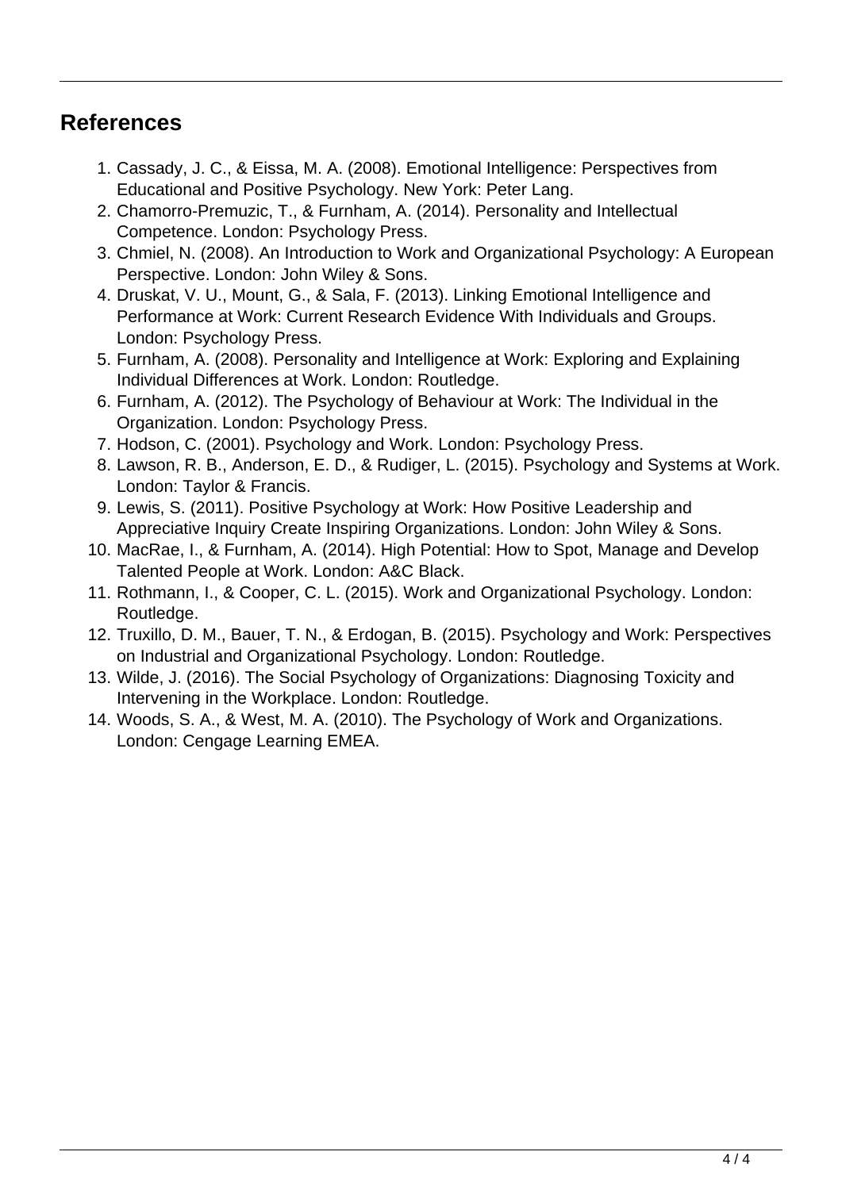## References

1. Cassady, J. C., & Eissa, M. A. (2008). Emotional Intelligence: Perspectives from Educational and Positive Psychology. New York: Peter Lang.
2. Chamorro-Premuzic, T., & Furnham, A. (2014). Personality and Intellectual Competence. London: Psychology Press.
3. Chmiel, N. (2008). An Introduction to Work and Organizational Psychology: A European Perspective. London: John Wiley & Sons.
4. Druskat, V. U., Mount, G., & Sala, F. (2013). Linking Emotional Intelligence and Performance at Work: Current Research Evidence With Individuals and Groups. London: Psychology Press.
5. Furnham, A. (2008). Personality and Intelligence at Work: Exploring and Explaining Individual Differences at Work. London: Routledge.
6. Furnham, A. (2012). The Psychology of Behaviour at Work: The Individual in the Organization. London: Psychology Press.
7. Hodson, C. (2001). Psychology and Work. London: Psychology Press.
8. Lawson, R. B., Anderson, E. D., & Rudiger, L. (2015). Psychology and Systems at Work. London: Taylor & Francis.
9. Lewis, S. (2011). Positive Psychology at Work: How Positive Leadership and Appreciative Inquiry Create Inspiring Organizations. London: John Wiley & Sons.
10. MacRae, I., & Furnham, A. (2014). High Potential: How to Spot, Manage and Develop Talented People at Work. London: A&C Black.
11. Rothmann, I., & Cooper, C. L. (2015). Work and Organizational Psychology. London: Routledge.
12. Truxillo, D. M., Bauer, T. N., & Erdogan, B. (2015). Psychology and Work: Perspectives on Industrial and Organizational Psychology. London: Routledge.
13. Wilde, J. (2016). The Social Psychology of Organizations: Diagnosing Toxicity and Intervening in the Workplace. London: Routledge.
14. Woods, S. A., & West, M. A. (2010). The Psychology of Work and Organizations. London: Cengage Learning EMEA.